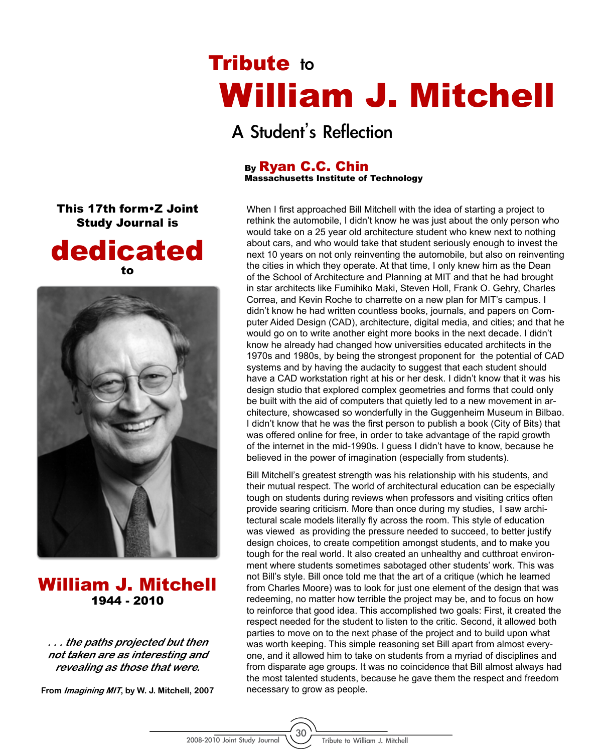# Tribute to William J. Mitchell

## A Student's Reflection

By **Ryan C.C. Chin**
**Massachusetts Institute of Technology**

**This 17th form•Z Joint Study Journal is dedicated to**

**William J. Mitchell**
**1944 - 2010**

***. . . the paths projected but then not taken are as interesting and revealing as those that were.***

**From *Imagining MIT*, by W. J. Mitchell, 2007**

When I first approached Bill Mitchell with the idea of starting a project to rethink the automobile, I didn't know he was just about the only person who would take on a 25 year old architecture student who knew next to nothing about cars, and who would take that student seriously enough to invest the next 10 years on not only reinventing the automobile, but also on reinventing the cities in which they operate. At that time, I only knew him as the Dean of the School of Architecture and Planning at MIT and that he had brought in star architects like Fumihiko Maki, Steven Holl, Frank O. Gehry, Charles Correa, and Kevin Roche to charrette on a new plan for MIT's campus. I didn't know he had written countless books, journals, and papers on Computer Aided Design (CAD), architecture, digital media, and cities; and that he would go on to write another eight more books in the next decade. I didn't know he already had changed how universities educated architects in the 1970s and 1980s, by being the strongest proponent for the potential of CAD systems and by having the audacity to suggest that each student should have a CAD workstation right at his or her desk. I didn't know that it was his design studio that explored complex geometries and forms that could only be built with the aid of computers that quietly led to a new movement in architecture, showcased so wonderfully in the Guggenheim Museum in Bilbao. I didn't know that he was the first person to publish a book (City of Bits) that was offered online for free, in order to take advantage of the rapid growth of the internet in the mid-1990s. I guess I didn't have to know, because he believed in the power of imagination (especially from students).

Bill Mitchell's greatest strength was his relationship with his students, and their mutual respect. The world of architectural education can be especially tough on students during reviews when professors and visiting critics often provide searing criticism. More than once during my studies, I saw architectural scale models literally fly across the room. This style of education was viewed as providing the pressure needed to succeed, to better justify design choices, to create competition amongst students, and to make you tough for the real world. It also created an unhealthy and cutthroat environment where students sometimes sabotaged other students' work. This was not Bill's style. Bill once told me that the art of a critique (which he learned from Charles Moore) was to look for just one element of the design that was redeeming, no matter how terrible the project may be, and to focus on how to reinforce that good idea. This accomplished two goals: First, it created the respect needed for the student to listen to the critic. Second, it allowed both parties to move on to the next phase of the project and to build upon what was worth keeping. This simple reasoning set Bill apart from almost everyone, and it allowed him to take on students from a myriad of disciplines and from disparate age groups. It was no coincidence that Bill almost always had the most talented students, because he gave them the respect and freedom necessary to grow as people.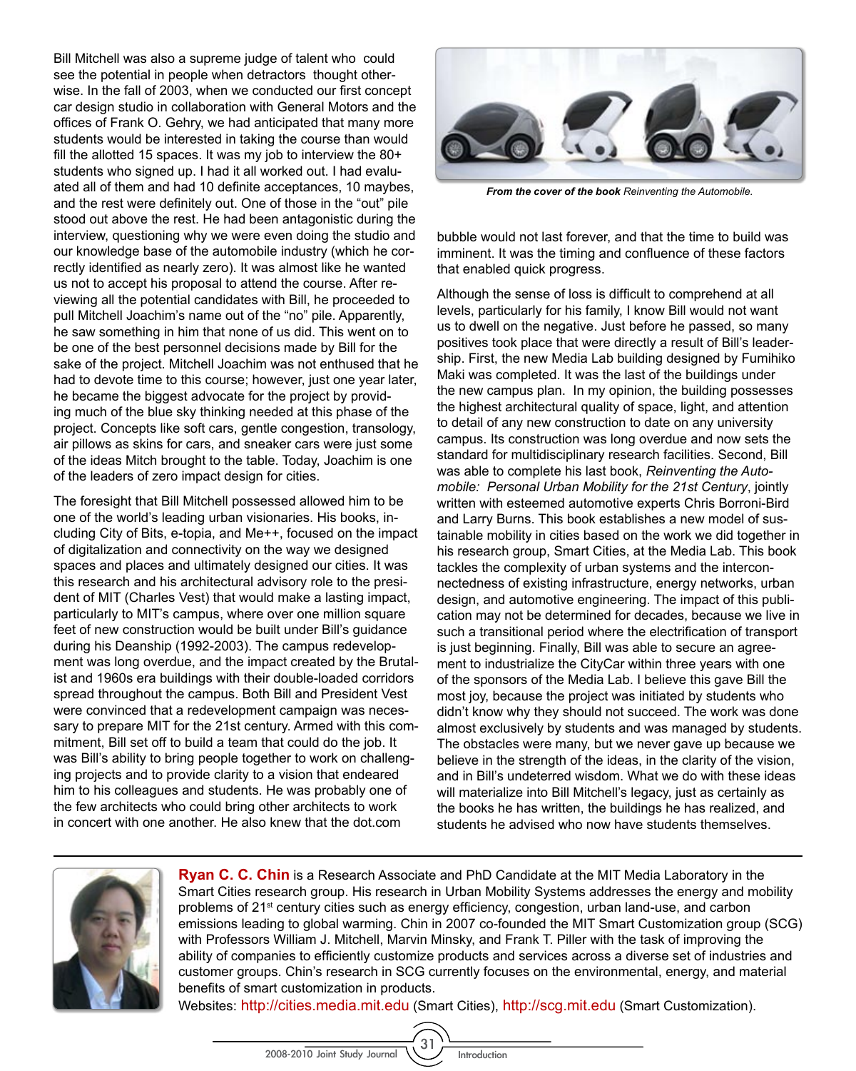Bill Mitchell was also a supreme judge of talent who could see the potential in people when detractors thought otherwise. In the fall of 2003, when we conducted our first concept car design studio in collaboration with General Motors and the offices of Frank O. Gehry, we had anticipated that many more students would be interested in taking the course than would fill the allotted 15 spaces. It was my job to interview the 80+ students who signed up. I had it all worked out. I had evaluated all of them and had 10 definite acceptances, 10 maybes, and the rest were definitely out. One of those in the "out" pile stood out above the rest. He had been antagonistic during the interview, questioning why we were even doing the studio and our knowledge base of the automobile industry (which he correctly identified as nearly zero). It was almost like he wanted us not to accept his proposal to attend the course. After reviewing all the potential candidates with Bill, he proceeded to pull Mitchell Joachim's name out of the "no" pile. Apparently, he saw something in him that none of us did. This went on to be one of the best personnel decisions made by Bill for the sake of the project. Mitchell Joachim was not enthused that he had to devote time to this course; however, just one year later, he became the biggest advocate for the project by providing much of the blue sky thinking needed at this phase of the project. Concepts like soft cars, gentle congestion, transology, air pillows as skins for cars, and sneaker cars were just some of the ideas Mitch brought to the table. Today, Joachim is one of the leaders of zero impact design for cities.

The foresight that Bill Mitchell possessed allowed him to be one of the world's leading urban visionaries. His books, including City of Bits, e-topia, and Me++, focused on the impact of digitalization and connectivity on the way we designed spaces and places and ultimately designed our cities. It was this research and his architectural advisory role to the president of MIT (Charles Vest) that would make a lasting impact, particularly to MIT's campus, where over one million square feet of new construction would be built under Bill's guidance during his Deanship (1992-2003). The campus redevelopment was long overdue, and the impact created by the Brutalist and 1960s era buildings with their double-loaded corridors spread throughout the campus. Both Bill and President Vest were convinced that a redevelopment campaign was necessary to prepare MIT for the 21st century. Armed with this commitment, Bill set off to build a team that could do the job. It was Bill's ability to bring people together to work on challenging projects and to provide clarity to a vision that endeared him to his colleagues and students. He was probably one of the few architects who could bring other architects to work in concert with one another. He also knew that the dot.com bubble would not last forever, and that the time to build was imminent. It was the timing and confluence of these factors that enabled quick progress.

***From the cover of the book*** *Reinventing the Automobile.*

Although the sense of loss is difficult to comprehend at all levels, particularly for his family, I know Bill would not want us to dwell on the negative. Just before he passed, so many positives took place that were directly a result of Bill's leadership. First, the new Media Lab building designed by Fumihiko Maki was completed. It was the last of the buildings under the new campus plan. In my opinion, the building possesses the highest architectural quality of space, light, and attention to detail of any new construction to date on any university campus. Its construction was long overdue and now sets the standard for multidisciplinary research facilities. Second, Bill was able to complete his last book, *Reinventing the Automobile: Personal Urban Mobility for the 21st Century*, jointly written with esteemed automotive experts Chris Borroni-Bird and Larry Burns. This book establishes a new model of sustainable mobility in cities based on the work we did together in his research group, Smart Cities, at the Media Lab. This book tackles the complexity of urban systems and the interconnectedness of existing infrastructure, energy networks, urban design, and automotive engineering. The impact of this publication may not be determined for decades, because we live in such a transitional period where the electrification of transport is just beginning. Finally, Bill was able to secure an agreement to industrialize the CityCar within three years with one of the sponsors of the Media Lab. I believe this gave Bill the most joy, because the project was initiated by students who didn't know why they should not succeed. The work was done almost exclusively by students and was managed by students. The obstacles were many, but we never gave up because we believe in the strength of the ideas, in the clarity of the vision, and in Bill's undeterred wisdom. What we do with these ideas will materialize into Bill Mitchell's legacy, just as certainly as the books he has written, the buildings he has realized, and students he advised who now have students themselves.

---

**Ryan C. C. Chin** is a Research Associate and PhD Candidate at the MIT Media Laboratory in the Smart Cities research group. His research in Urban Mobility Systems addresses the energy and mobility problems of 21st century cities such as energy efficiency, congestion, urban land-use, and carbon emissions leading to global warming. Chin in 2007 co-founded the MIT Smart Customization group (SCG) with Professors William J. Mitchell, Marvin Minsky, and Frank T. Piller with the task of improving the ability of companies to efficiently customize products and services across a diverse set of industries and customer groups. Chin's research in SCG currently focuses on the environmental, energy, and material benefits of smart customization in products.

Websites: http://cities.media.mit.edu (Smart Cities), http://scg.mit.edu (Smart Customization).